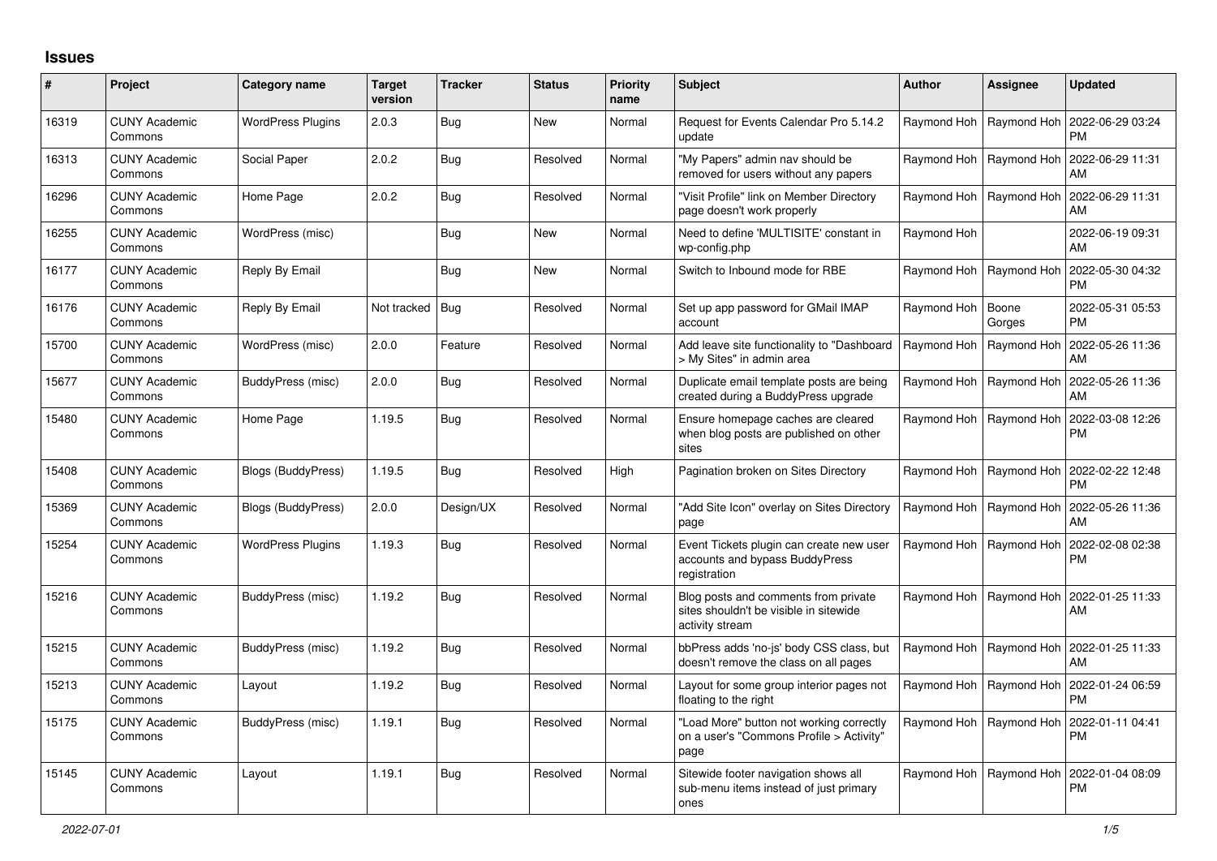# Issues

| # | Project | Category name | Target version | Tracker | Status | Priority name | Subject | Author | Assignee | Updated |
|---|---|---|---|---|---|---|---|---|---|---|
| 16319 | CUNY Academic Commons | WordPress Plugins | 2.0.3 | Bug | New | Normal | Request for Events Calendar Pro 5.14.2 update | Raymond Hoh | Raymond Hoh | 2022-06-29 03:24 PM |
| 16313 | CUNY Academic Commons | Social Paper | 2.0.2 | Bug | Resolved | Normal | "My Papers" admin nav should be removed for users without any papers | Raymond Hoh | Raymond Hoh | 2022-06-29 11:31 AM |
| 16296 | CUNY Academic Commons | Home Page | 2.0.2 | Bug | Resolved | Normal | "Visit Profile" link on Member Directory page doesn't work properly | Raymond Hoh | Raymond Hoh | 2022-06-29 11:31 AM |
| 16255 | CUNY Academic Commons | WordPress (misc) | | Bug | New | Normal | Need to define 'MULTISITE' constant in wp-config.php | Raymond Hoh | | 2022-06-19 09:31 AM |
| 16177 | CUNY Academic Commons | Reply By Email | | Bug | New | Normal | Switch to Inbound mode for RBE | Raymond Hoh | Raymond Hoh | 2022-05-30 04:32 PM |
| 16176 | CUNY Academic Commons | Reply By Email | Not tracked | Bug | Resolved | Normal | Set up app password for GMail IMAP account | Raymond Hoh | Boone Gorges | 2022-05-31 05:53 PM |
| 15700 | CUNY Academic Commons | WordPress (misc) | 2.0.0 | Feature | Resolved | Normal | Add leave site functionality to "Dashboard > My Sites" in admin area | Raymond Hoh | Raymond Hoh | 2022-05-26 11:36 AM |
| 15677 | CUNY Academic Commons | BuddyPress (misc) | 2.0.0 | Bug | Resolved | Normal | Duplicate email template posts are being created during a BuddyPress upgrade | Raymond Hoh | Raymond Hoh | 2022-05-26 11:36 AM |
| 15480 | CUNY Academic Commons | Home Page | 1.19.5 | Bug | Resolved | Normal | Ensure homepage caches are cleared when blog posts are published on other sites | Raymond Hoh | Raymond Hoh | 2022-03-08 12:26 PM |
| 15408 | CUNY Academic Commons | Blogs (BuddyPress) | 1.19.5 | Bug | Resolved | High | Pagination broken on Sites Directory | Raymond Hoh | Raymond Hoh | 2022-02-22 12:48 PM |
| 15369 | CUNY Academic Commons | Blogs (BuddyPress) | 2.0.0 | Design/UX | Resolved | Normal | "Add Site Icon" overlay on Sites Directory page | Raymond Hoh | Raymond Hoh | 2022-05-26 11:36 AM |
| 15254 | CUNY Academic Commons | WordPress Plugins | 1.19.3 | Bug | Resolved | Normal | Event Tickets plugin can create new user accounts and bypass BuddyPress registration | Raymond Hoh | Raymond Hoh | 2022-02-08 02:38 PM |
| 15216 | CUNY Academic Commons | BuddyPress (misc) | 1.19.2 | Bug | Resolved | Normal | Blog posts and comments from private sites shouldn't be visible in sitewide activity stream | Raymond Hoh | Raymond Hoh | 2022-01-25 11:33 AM |
| 15215 | CUNY Academic Commons | BuddyPress (misc) | 1.19.2 | Bug | Resolved | Normal | bbPress adds 'no-js' body CSS class, but doesn't remove the class on all pages | Raymond Hoh | Raymond Hoh | 2022-01-25 11:33 AM |
| 15213 | CUNY Academic Commons | Layout | 1.19.2 | Bug | Resolved | Normal | Layout for some group interior pages not floating to the right | Raymond Hoh | Raymond Hoh | 2022-01-24 06:59 PM |
| 15175 | CUNY Academic Commons | BuddyPress (misc) | 1.19.1 | Bug | Resolved | Normal | "Load More" button not working correctly on a user's "Commons Profile > Activity" page | Raymond Hoh | Raymond Hoh | 2022-01-11 04:41 PM |
| 15145 | CUNY Academic Commons | Layout | 1.19.1 | Bug | Resolved | Normal | Sitewide footer navigation shows all sub-menu items instead of just primary ones | Raymond Hoh | Raymond Hoh | 2022-01-04 08:09 PM |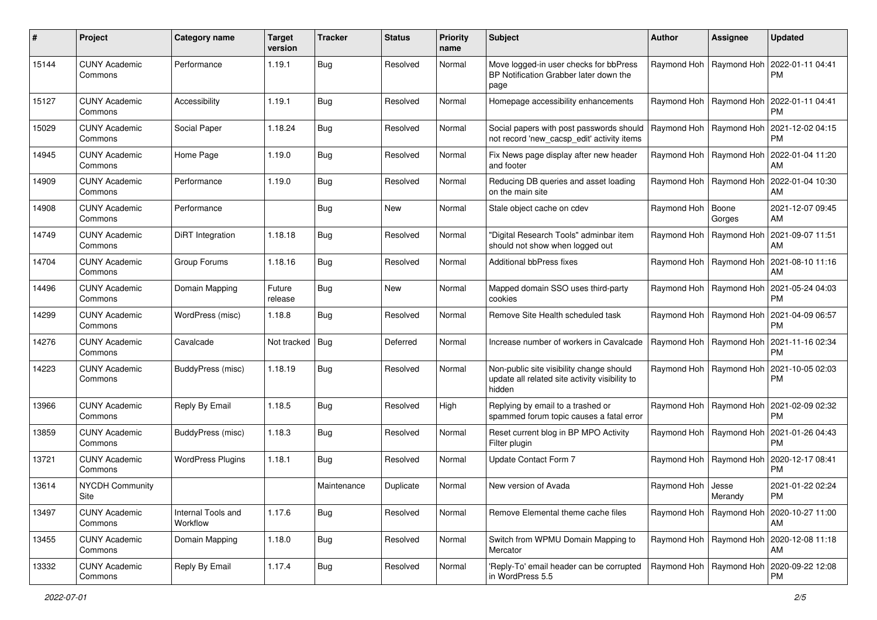| # | Project | Category name | Target version | Tracker | Status | Priority name | Subject | Author | Assignee | Updated |
|---|---|---|---|---|---|---|---|---|---|---|
| 15144 | CUNY Academic Commons | Performance | 1.19.1 | Bug | Resolved | Normal | Move logged-in user checks for bbPress BP Notification Grabber later down the page | Raymond Hoh | Raymond Hoh | 2022-01-11 04:41 PM |
| 15127 | CUNY Academic Commons | Accessibility | 1.19.1 | Bug | Resolved | Normal | Homepage accessibility enhancements | Raymond Hoh | Raymond Hoh | 2022-01-11 04:41 PM |
| 15029 | CUNY Academic Commons | Social Paper | 1.18.24 | Bug | Resolved | Normal | Social papers with post passwords should not record 'new_cacsp_edit' activity items | Raymond Hoh | Raymond Hoh | 2021-12-02 04:15 PM |
| 14945 | CUNY Academic Commons | Home Page | 1.19.0 | Bug | Resolved | Normal | Fix News page display after new header and footer | Raymond Hoh | Raymond Hoh | 2022-01-04 11:20 AM |
| 14909 | CUNY Academic Commons | Performance | 1.19.0 | Bug | Resolved | Normal | Reducing DB queries and asset loading on the main site | Raymond Hoh | Raymond Hoh | 2022-01-04 10:30 AM |
| 14908 | CUNY Academic Commons | Performance | | Bug | New | Normal | Stale object cache on cdev | Raymond Hoh | Boone Gorges | 2021-12-07 09:45 AM |
| 14749 | CUNY Academic Commons | DiRT Integration | 1.18.18 | Bug | Resolved | Normal | "Digital Research Tools" adminbar item should not show when logged out | Raymond Hoh | Raymond Hoh | 2021-09-07 11:51 AM |
| 14704 | CUNY Academic Commons | Group Forums | 1.18.16 | Bug | Resolved | Normal | Additional bbPress fixes | Raymond Hoh | Raymond Hoh | 2021-08-10 11:16 AM |
| 14496 | CUNY Academic Commons | Domain Mapping | Future release | Bug | New | Normal | Mapped domain SSO uses third-party cookies | Raymond Hoh | Raymond Hoh | 2021-05-24 04:03 PM |
| 14299 | CUNY Academic Commons | WordPress (misc) | 1.18.8 | Bug | Resolved | Normal | Remove Site Health scheduled task | Raymond Hoh | Raymond Hoh | 2021-04-09 06:57 PM |
| 14276 | CUNY Academic Commons | Cavalcade | Not tracked | Bug | Deferred | Normal | Increase number of workers in Cavalcade | Raymond Hoh | Raymond Hoh | 2021-11-16 02:34 PM |
| 14223 | CUNY Academic Commons | BuddyPress (misc) | 1.18.19 | Bug | Resolved | Normal | Non-public site visibility change should update all related site activity visibility to hidden | Raymond Hoh | Raymond Hoh | 2021-10-05 02:03 PM |
| 13966 | CUNY Academic Commons | Reply By Email | 1.18.5 | Bug | Resolved | High | Replying by email to a trashed or spammed forum topic causes a fatal error | Raymond Hoh | Raymond Hoh | 2021-02-09 02:32 PM |
| 13859 | CUNY Academic Commons | BuddyPress (misc) | 1.18.3 | Bug | Resolved | Normal | Reset current blog in BP MPO Activity Filter plugin | Raymond Hoh | Raymond Hoh | 2021-01-26 04:43 PM |
| 13721 | CUNY Academic Commons | WordPress Plugins | 1.18.1 | Bug | Resolved | Normal | Update Contact Form 7 | Raymond Hoh | Raymond Hoh | 2020-12-17 08:41 PM |
| 13614 | NYCDH Community Site | | | Maintenance | Duplicate | Normal | New version of Avada | Raymond Hoh | Jesse Merandy | 2021-01-22 02:24 PM |
| 13497 | CUNY Academic Commons | Internal Tools and Workflow | 1.17.6 | Bug | Resolved | Normal | Remove Elemental theme cache files | Raymond Hoh | Raymond Hoh | 2020-10-27 11:00 AM |
| 13455 | CUNY Academic Commons | Domain Mapping | 1.18.0 | Bug | Resolved | Normal | Switch from WPMU Domain Mapping to Mercator | Raymond Hoh | Raymond Hoh | 2020-12-08 11:18 AM |
| 13332 | CUNY Academic Commons | Reply By Email | 1.17.4 | Bug | Resolved | Normal | 'Reply-To' email header can be corrupted in WordPress 5.5 | Raymond Hoh | Raymond Hoh | 2020-09-22 12:08 PM |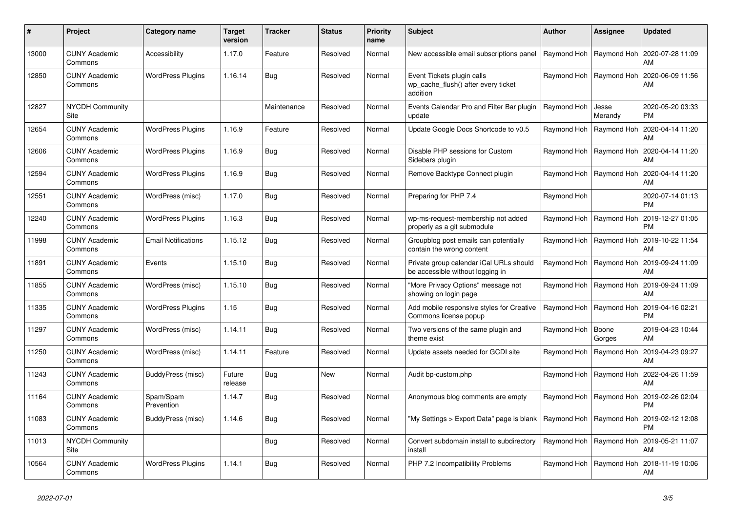| # | Project | Category name | Target version | Tracker | Status | Priority name | Subject | Author | Assignee | Updated |
|---|---|---|---|---|---|---|---|---|---|---|
| 13000 | CUNY Academic Commons | Accessibility | 1.17.0 | Feature | Resolved | Normal | New accessible email subscriptions panel | Raymond Hoh | Raymond Hoh | 2020-07-28 11:09 AM |
| 12850 | CUNY Academic Commons | WordPress Plugins | 1.16.14 | Bug | Resolved | Normal | Event Tickets plugin calls wp_cache_flush() after every ticket addition | Raymond Hoh | Raymond Hoh | 2020-06-09 11:56 AM |
| 12827 | NYCDH Community Site | | | Maintenance | Resolved | Normal | Events Calendar Pro and Filter Bar plugin update | Raymond Hoh | Jesse Merandy | 2020-05-20 03:33 PM |
| 12654 | CUNY Academic Commons | WordPress Plugins | 1.16.9 | Feature | Resolved | Normal | Update Google Docs Shortcode to v0.5 | Raymond Hoh | Raymond Hoh | 2020-04-14 11:20 AM |
| 12606 | CUNY Academic Commons | WordPress Plugins | 1.16.9 | Bug | Resolved | Normal | Disable PHP sessions for Custom Sidebars plugin | Raymond Hoh | Raymond Hoh | 2020-04-14 11:20 AM |
| 12594 | CUNY Academic Commons | WordPress Plugins | 1.16.9 | Bug | Resolved | Normal | Remove Backtype Connect plugin | Raymond Hoh | Raymond Hoh | 2020-04-14 11:20 AM |
| 12551 | CUNY Academic Commons | WordPress (misc) | 1.17.0 | Bug | Resolved | Normal | Preparing for PHP 7.4 | Raymond Hoh | | 2020-07-14 01:13 PM |
| 12240 | CUNY Academic Commons | WordPress Plugins | 1.16.3 | Bug | Resolved | Normal | wp-ms-request-membership not added properly as a git submodule | Raymond Hoh | Raymond Hoh | 2019-12-27 01:05 PM |
| 11998 | CUNY Academic Commons | Email Notifications | 1.15.12 | Bug | Resolved | Normal | Groupblog post emails can potentially contain the wrong content | Raymond Hoh | Raymond Hoh | 2019-10-22 11:54 AM |
| 11891 | CUNY Academic Commons | Events | 1.15.10 | Bug | Resolved | Normal | Private group calendar iCal URLs should be accessible without logging in | Raymond Hoh | Raymond Hoh | 2019-09-24 11:09 AM |
| 11855 | CUNY Academic Commons | WordPress (misc) | 1.15.10 | Bug | Resolved | Normal | "More Privacy Options" message not showing on login page | Raymond Hoh | Raymond Hoh | 2019-09-24 11:09 AM |
| 11335 | CUNY Academic Commons | WordPress Plugins | 1.15 | Bug | Resolved | Normal | Add mobile responsive styles for Creative Commons license popup | Raymond Hoh | Raymond Hoh | 2019-04-16 02:21 PM |
| 11297 | CUNY Academic Commons | WordPress (misc) | 1.14.11 | Bug | Resolved | Normal | Two versions of the same plugin and theme exist | Raymond Hoh | Boone Gorges | 2019-04-23 10:44 AM |
| 11250 | CUNY Academic Commons | WordPress (misc) | 1.14.11 | Feature | Resolved | Normal | Update assets needed for GCDI site | Raymond Hoh | Raymond Hoh | 2019-04-23 09:27 AM |
| 11243 | CUNY Academic Commons | BuddyPress (misc) | Future release | Bug | New | Normal | Audit bp-custom.php | Raymond Hoh | Raymond Hoh | 2022-04-26 11:59 AM |
| 11164 | CUNY Academic Commons | Spam/Spam Prevention | 1.14.7 | Bug | Resolved | Normal | Anonymous blog comments are empty | Raymond Hoh | Raymond Hoh | 2019-02-26 02:04 PM |
| 11083 | CUNY Academic Commons | BuddyPress (misc) | 1.14.6 | Bug | Resolved | Normal | "My Settings > Export Data" page is blank | Raymond Hoh | Raymond Hoh | 2019-02-12 12:08 PM |
| 11013 | NYCDH Community Site | | | Bug | Resolved | Normal | Convert subdomain install to subdirectory install | Raymond Hoh | Raymond Hoh | 2019-05-21 11:07 AM |
| 10564 | CUNY Academic Commons | WordPress Plugins | 1.14.1 | Bug | Resolved | Normal | PHP 7.2 Incompatibility Problems | Raymond Hoh | Raymond Hoh | 2018-11-19 10:06 AM |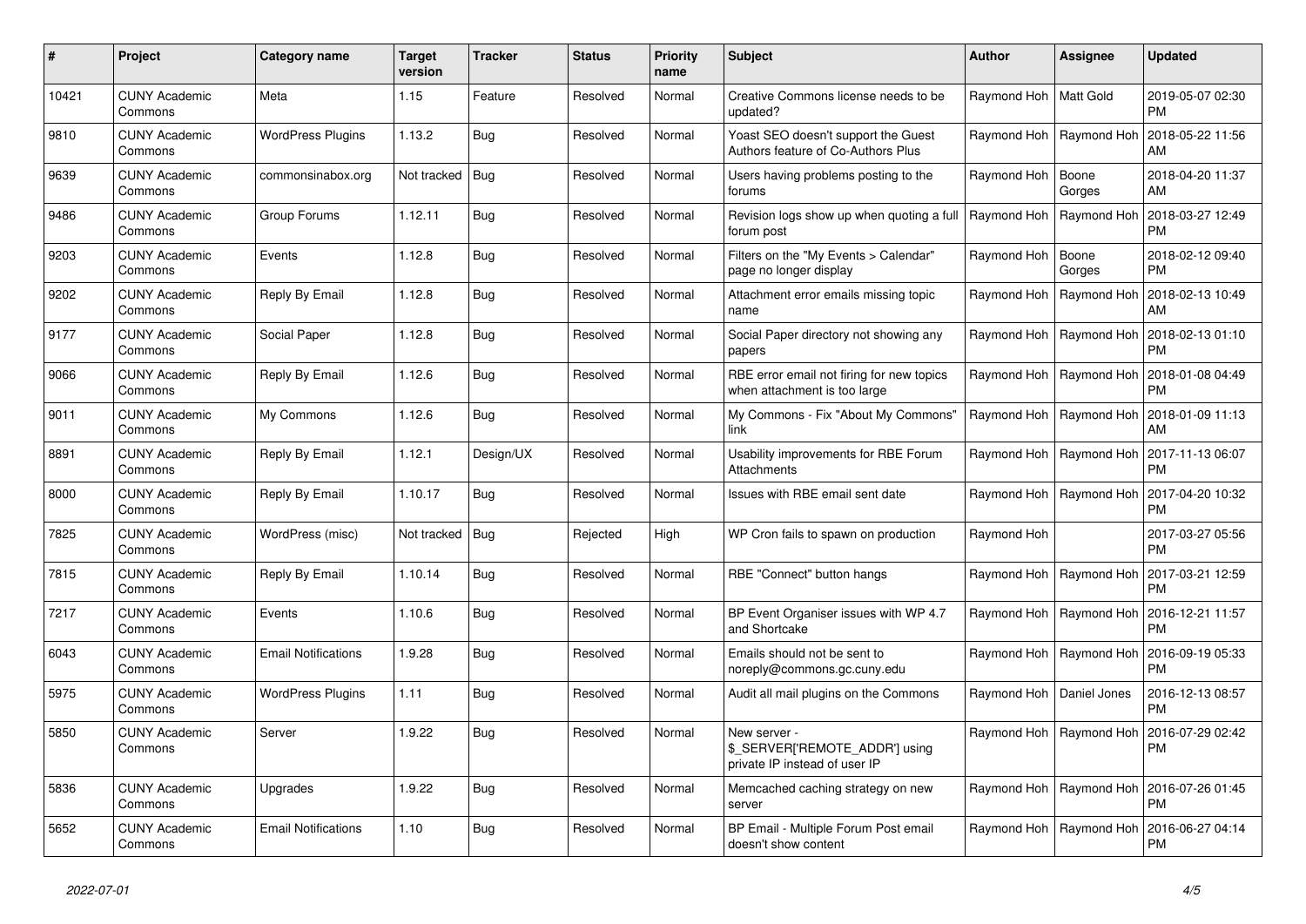| # | Project | Category name | Target version | Tracker | Status | Priority name | Subject | Author | Assignee | Updated |
|---|---|---|---|---|---|---|---|---|---|---|
| 10421 | CUNY Academic Commons | Meta | 1.15 | Feature | Resolved | Normal | Creative Commons license needs to be updated? | Raymond Hoh | Matt Gold | 2019-05-07 02:30 PM |
| 9810 | CUNY Academic Commons | WordPress Plugins | 1.13.2 | Bug | Resolved | Normal | Yoast SEO doesn't support the Guest Authors feature of Co-Authors Plus | Raymond Hoh | Raymond Hoh | 2018-05-22 11:56 AM |
| 9639 | CUNY Academic Commons | commonsinabox.org | Not tracked | Bug | Resolved | Normal | Users having problems posting to the forums | Raymond Hoh | Boone Gorges | 2018-04-20 11:37 AM |
| 9486 | CUNY Academic Commons | Group Forums | 1.12.11 | Bug | Resolved | Normal | Revision logs show up when quoting a full forum post | Raymond Hoh | Raymond Hoh | 2018-03-27 12:49 PM |
| 9203 | CUNY Academic Commons | Events | 1.12.8 | Bug | Resolved | Normal | Filters on the "My Events > Calendar" page no longer display | Raymond Hoh | Boone Gorges | 2018-02-12 09:40 PM |
| 9202 | CUNY Academic Commons | Reply By Email | 1.12.8 | Bug | Resolved | Normal | Attachment error emails missing topic name | Raymond Hoh | Raymond Hoh | 2018-02-13 10:49 AM |
| 9177 | CUNY Academic Commons | Social Paper | 1.12.8 | Bug | Resolved | Normal | Social Paper directory not showing any papers | Raymond Hoh | Raymond Hoh | 2018-02-13 01:10 PM |
| 9066 | CUNY Academic Commons | Reply By Email | 1.12.6 | Bug | Resolved | Normal | RBE error email not firing for new topics when attachment is too large | Raymond Hoh | Raymond Hoh | 2018-01-08 04:49 PM |
| 9011 | CUNY Academic Commons | My Commons | 1.12.6 | Bug | Resolved | Normal | My Commons - Fix "About My Commons" link | Raymond Hoh | Raymond Hoh | 2018-01-09 11:13 AM |
| 8891 | CUNY Academic Commons | Reply By Email | 1.12.1 | Design/UX | Resolved | Normal | Usability improvements for RBE Forum Attachments | Raymond Hoh | Raymond Hoh | 2017-11-13 06:07 PM |
| 8000 | CUNY Academic Commons | Reply By Email | 1.10.17 | Bug | Resolved | Normal | Issues with RBE email sent date | Raymond Hoh | Raymond Hoh | 2017-04-20 10:32 PM |
| 7825 | CUNY Academic Commons | WordPress (misc) | Not tracked | Bug | Rejected | High | WP Cron fails to spawn on production | Raymond Hoh | | 2017-03-27 05:56 PM |
| 7815 | CUNY Academic Commons | Reply By Email | 1.10.14 | Bug | Resolved | Normal | RBE "Connect" button hangs | Raymond Hoh | Raymond Hoh | 2017-03-21 12:59 PM |
| 7217 | CUNY Academic Commons | Events | 1.10.6 | Bug | Resolved | Normal | BP Event Organiser issues with WP 4.7 and Shortcake | Raymond Hoh | Raymond Hoh | 2016-12-21 11:57 PM |
| 6043 | CUNY Academic Commons | Email Notifications | 1.9.28 | Bug | Resolved | Normal | Emails should not be sent to noreply@commons.gc.cuny.edu | Raymond Hoh | Raymond Hoh | 2016-09-19 05:33 PM |
| 5975 | CUNY Academic Commons | WordPress Plugins | 1.11 | Bug | Resolved | Normal | Audit all mail plugins on the Commons | Raymond Hoh | Daniel Jones | 2016-12-13 08:57 PM |
| 5850 | CUNY Academic Commons | Server | 1.9.22 | Bug | Resolved | Normal | New server - $_SERVER['REMOTE_ADDR'] using private IP instead of user IP | Raymond Hoh | Raymond Hoh | 2016-07-29 02:42 PM |
| 5836 | CUNY Academic Commons | Upgrades | 1.9.22 | Bug | Resolved | Normal | Memcached caching strategy on new server | Raymond Hoh | Raymond Hoh | 2016-07-26 01:45 PM |
| 5652 | CUNY Academic Commons | Email Notifications | 1.10 | Bug | Resolved | Normal | BP Email - Multiple Forum Post email doesn't show content | Raymond Hoh | Raymond Hoh | 2016-06-27 04:14 PM |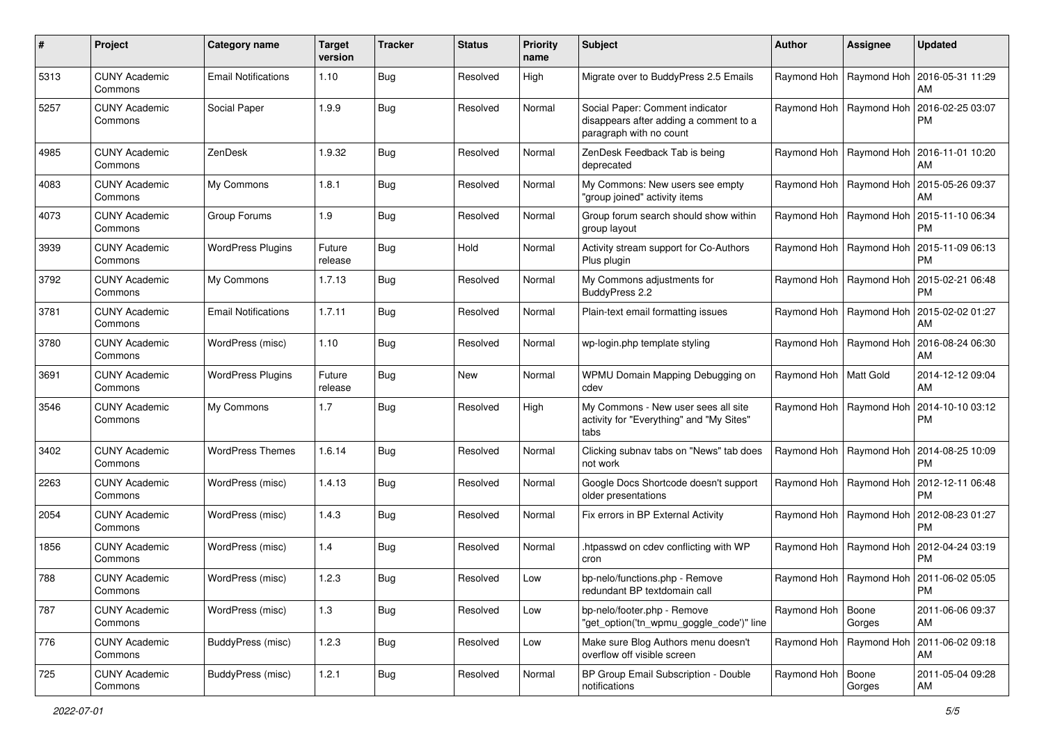| # | Project | Category name | Target version | Tracker | Status | Priority name | Subject | Author | Assignee | Updated |
|---|---|---|---|---|---|---|---|---|---|---|
| 5313 | CUNY Academic Commons | Email Notifications | 1.10 | Bug | Resolved | High | Migrate over to BuddyPress 2.5 Emails | Raymond Hoh | Raymond Hoh | 2016-05-31 11:29 AM |
| 5257 | CUNY Academic Commons | Social Paper | 1.9.9 | Bug | Resolved | Normal | Social Paper: Comment indicator disappears after adding a comment to a paragraph with no count | Raymond Hoh | Raymond Hoh | 2016-02-25 03:07 PM |
| 4985 | CUNY Academic Commons | ZenDesk | 1.9.32 | Bug | Resolved | Normal | ZenDesk Feedback Tab is being deprecated | Raymond Hoh | Raymond Hoh | 2016-11-01 10:20 AM |
| 4083 | CUNY Academic Commons | My Commons | 1.8.1 | Bug | Resolved | Normal | My Commons: New users see empty "group joined" activity items | Raymond Hoh | Raymond Hoh | 2015-05-26 09:37 AM |
| 4073 | CUNY Academic Commons | Group Forums | 1.9 | Bug | Resolved | Normal | Group forum search should show within group layout | Raymond Hoh | Raymond Hoh | 2015-11-10 06:34 PM |
| 3939 | CUNY Academic Commons | WordPress Plugins | Future release | Bug | Hold | Normal | Activity stream support for Co-Authors Plus plugin | Raymond Hoh | Raymond Hoh | 2015-11-09 06:13 PM |
| 3792 | CUNY Academic Commons | My Commons | 1.7.13 | Bug | Resolved | Normal | My Commons adjustments for BuddyPress 2.2 | Raymond Hoh | Raymond Hoh | 2015-02-21 06:48 PM |
| 3781 | CUNY Academic Commons | Email Notifications | 1.7.11 | Bug | Resolved | Normal | Plain-text email formatting issues | Raymond Hoh | Raymond Hoh | 2015-02-02 01:27 AM |
| 3780 | CUNY Academic Commons | WordPress (misc) | 1.10 | Bug | Resolved | Normal | wp-login.php template styling | Raymond Hoh | Raymond Hoh | 2016-08-24 06:30 AM |
| 3691 | CUNY Academic Commons | WordPress Plugins | Future release | Bug | New | Normal | WPMU Domain Mapping Debugging on cdev | Raymond Hoh | Matt Gold | 2014-12-12 09:04 AM |
| 3546 | CUNY Academic Commons | My Commons | 1.7 | Bug | Resolved | High | My Commons - New user sees all site activity for "Everything" and "My Sites" tabs | Raymond Hoh | Raymond Hoh | 2014-10-10 03:12 PM |
| 3402 | CUNY Academic Commons | WordPress Themes | 1.6.14 | Bug | Resolved | Normal | Clicking subnav tabs on "News" tab does not work | Raymond Hoh | Raymond Hoh | 2014-08-25 10:09 PM |
| 2263 | CUNY Academic Commons | WordPress (misc) | 1.4.13 | Bug | Resolved | Normal | Google Docs Shortcode doesn't support older presentations | Raymond Hoh | Raymond Hoh | 2012-12-11 06:48 PM |
| 2054 | CUNY Academic Commons | WordPress (misc) | 1.4.3 | Bug | Resolved | Normal | Fix errors in BP External Activity | Raymond Hoh | Raymond Hoh | 2012-08-23 01:27 PM |
| 1856 | CUNY Academic Commons | WordPress (misc) | 1.4 | Bug | Resolved | Normal | .htpasswd on cdev conflicting with WP cron | Raymond Hoh | Raymond Hoh | 2012-04-24 03:19 PM |
| 788 | CUNY Academic Commons | WordPress (misc) | 1.2.3 | Bug | Resolved | Low | bp-nelo/functions.php - Remove redundant BP textdomain call | Raymond Hoh | Raymond Hoh | 2011-06-02 05:05 PM |
| 787 | CUNY Academic Commons | WordPress (misc) | 1.3 | Bug | Resolved | Low | bp-nelo/footer.php - Remove "get_option('tn_wpmu_goggle_code')" line | Raymond Hoh | Boone Gorges | 2011-06-06 09:37 AM |
| 776 | CUNY Academic Commons | BuddyPress (misc) | 1.2.3 | Bug | Resolved | Low | Make sure Blog Authors menu doesn't overflow off visible screen | Raymond Hoh | Raymond Hoh | 2011-06-02 09:18 AM |
| 725 | CUNY Academic Commons | BuddyPress (misc) | 1.2.1 | Bug | Resolved | Normal | BP Group Email Subscription - Double notifications | Raymond Hoh | Boone Gorges | 2011-05-04 09:28 AM |